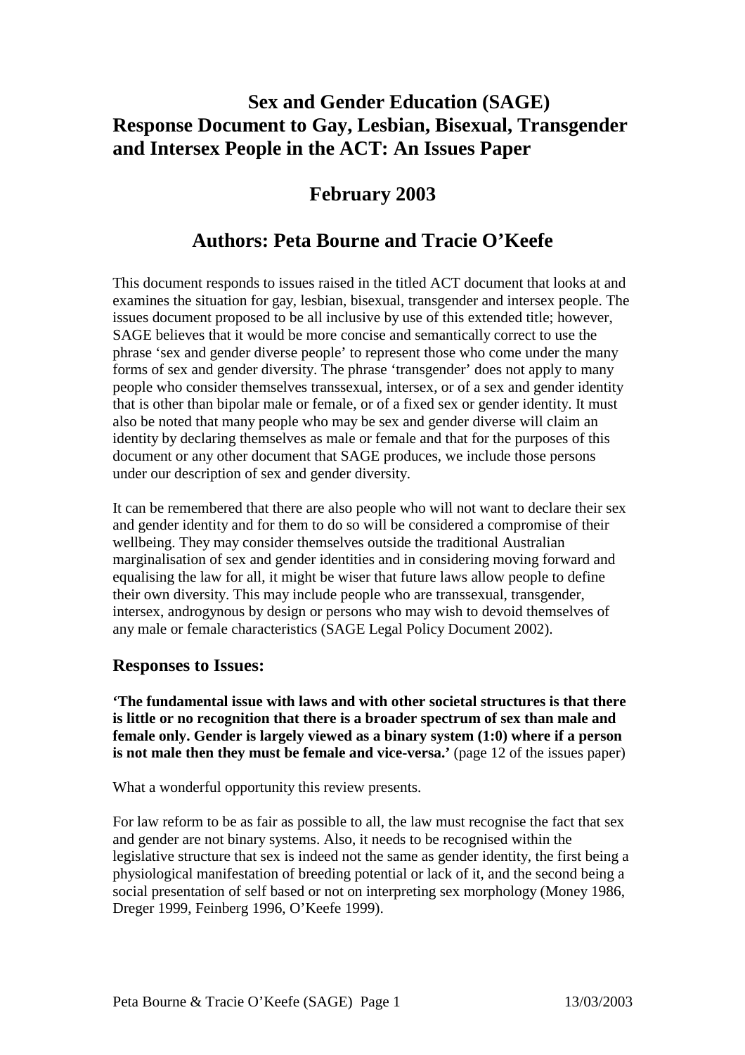# Sex and Gender Education (SAGE) Response Document to Gay, Lesbian, Bisexual, Transgender and Intersex People in the ACT: An Issues Paper

## February 2003

## Authors: Peta Bourne and Tracie O'Keefe

This document responds to issues raised in the titled ACT document that looks at and examines the situation for gay, lesbian, bisexual, transgender and intersex people. The issues document proposed to be all inclusive by use of this extended title; however, SAGE believes that it would be more concise and semantically correct to use the phrase 'sex and gender diverse people' to represent those who come under the many forms of sex and gender diversity. The phrase 'transgender' does not apply to many people who consider themselves transsexual, intersex, or of a sex and gender identity that is other than bipolar male or female, or of a fixed sex or gender identity. It must also be noted that many people who may be sex and gender diverse will claim an identity by declaring themselves as male or female and that for the purposes of this document or any other document that SAGE produces, we include those persons under our description of sex and gender diversity.

It can be remembered that there are also people who will not want to declare their sex and gender identity and for them to do so will be considered a compromise of their wellbeing. They may consider themselves outside the traditional Australian marginalisation of sex and gender identities and in considering moving forward and equalising the law for all, it might be wiser that future laws allow people to define their own diversity. This may include people who are transsexual, transgender, intersex, androgynous by design or persons who may wish to devoid themselves of any male or female characteristics (SAGE Legal Policy Document 2002).

### Responses to Issues:

**'The fundamental issue with laws and with other societal structures is that there is little or no recognition that there is a broader spectrum of sex than male and female only. Gender is largely viewed as a binary system (1:0) where if a person is not male then they must be female and vice-versa.'** (page 12 of the issues paper)

What a wonderful opportunity this review presents.

For law reform to be as fair as possible to all, the law must recognise the fact that sex and gender are not binary systems. Also, it needs to be recognised within the legislative structure that sex is indeed not the same as gender identity, the first being a physiological manifestation of breeding potential or lack of it, and the second being a social presentation of self based or not on interpreting sex morphology (Money 1986, Dreger 1999, Feinberg 1996, O'Keefe 1999).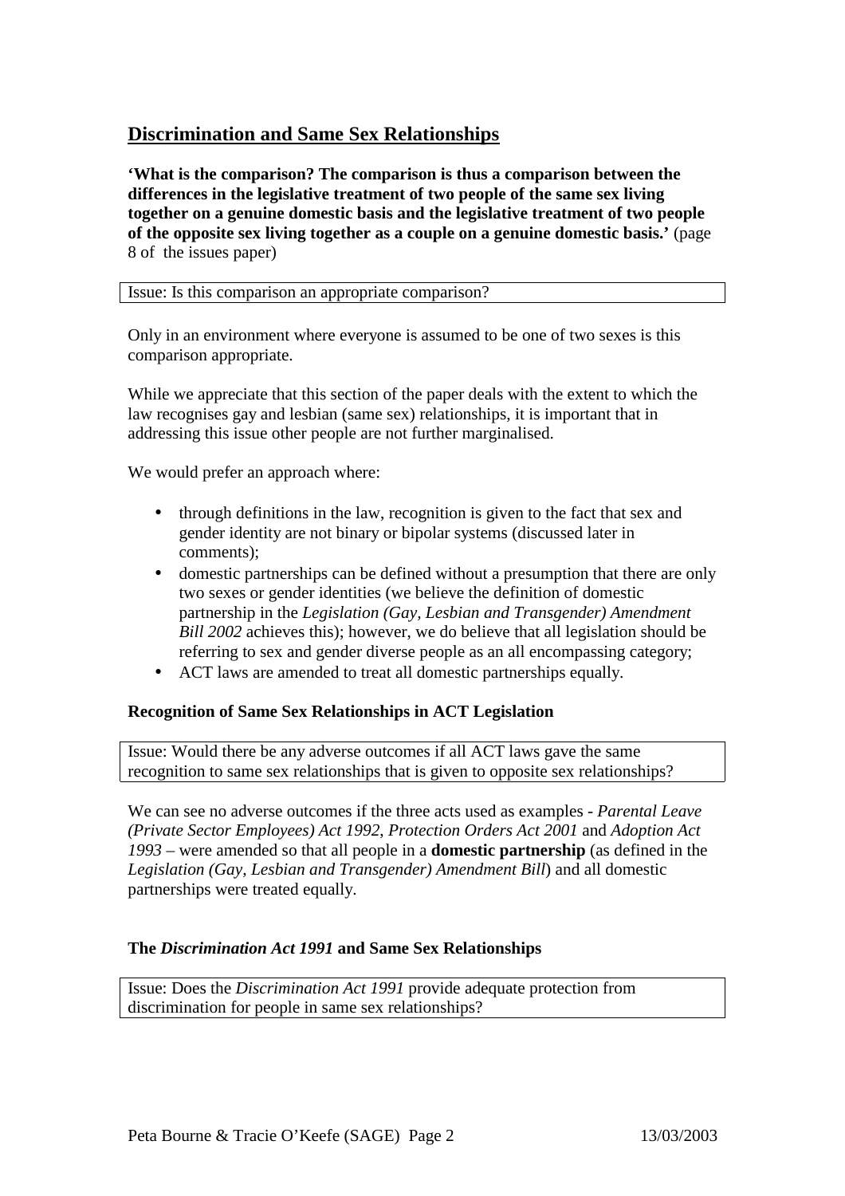## Discrimination and Same Sex Relationships

**'What is the comparison? The comparison is thus a comparison between the differences in the legislative treatment of two people of the same sex living together on a genuine domestic basis and the legislative treatment of two people of the opposite sex living together as a couple on a genuine domestic basis.'** (page 8 of the issues paper)

| Issue: Is this comparison an appropriate comparison? |
|---|

Only in an environment where everyone is assumed to be one of two sexes is this comparison appropriate.

While we appreciate that this section of the paper deals with the extent to which the law recognises gay and lesbian (same sex) relationships, it is important that in addressing this issue other people are not further marginalised.

We would prefer an approach where:

- through definitions in the law, recognition is given to the fact that sex and gender identity are not binary or bipolar systems (discussed later in comments);
- domestic partnerships can be defined without a presumption that there are only two sexes or gender identities (we believe the definition of domestic partnership in the *Legislation (Gay, Lesbian and Transgender) Amendment Bill 2002* achieves this); however, we do believe that all legislation should be referring to sex and gender diverse people as an all encompassing category;
- ACT laws are amended to treat all domestic partnerships equally.

### Recognition of Same Sex Relationships in ACT Legislation

| Issue: Would there be any adverse outcomes if all ACT laws gave the same recognition to same sex relationships that is given to opposite sex relationships? |
|---|

We can see no adverse outcomes if the three acts used as examples - *Parental Leave (Private Sector Employees) Act 1992, Protection Orders Act 2001* and *Adoption Act 1993* – were amended so that all people in a **domestic partnership** (as defined in the *Legislation (Gay, Lesbian and Transgender) Amendment Bill*) and all domestic partnerships were treated equally.

### The *Discrimination Act 1991* and Same Sex Relationships

| Issue: Does the *Discrimination Act 1991* provide adequate protection from discrimination for people in same sex relationships? |
|---|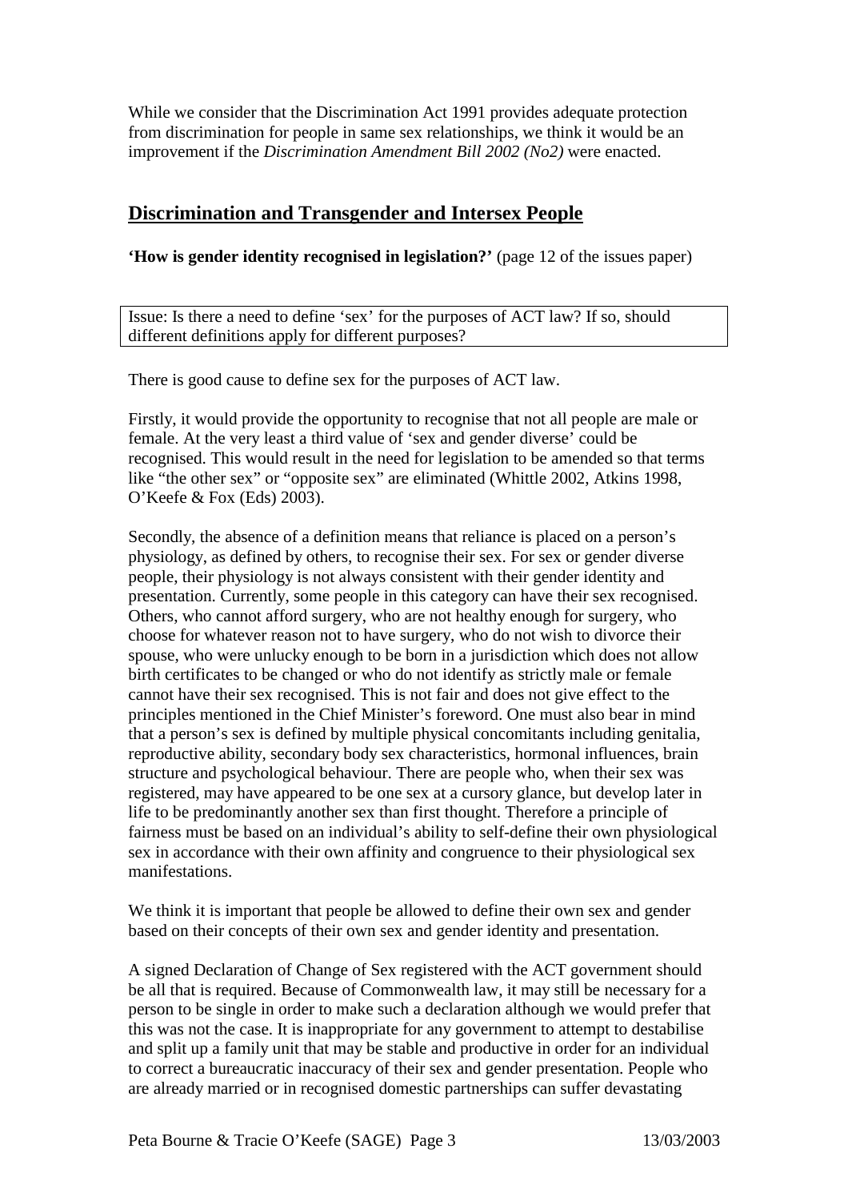While we consider that the Discrimination Act 1991 provides adequate protection from discrimination for people in same sex relationships, we think it would be an improvement if the *Discrimination Amendment Bill 2002 (No2)* were enacted.

## Discrimination and Transgender and Intersex People

**'How is gender identity recognised in legislation?'** (page 12 of the issues paper)

> Issue: Is there a need to define 'sex' for the purposes of ACT law? If so, should different definitions apply for different purposes?

There is good cause to define sex for the purposes of ACT law.

Firstly, it would provide the opportunity to recognise that not all people are male or female. At the very least a third value of 'sex and gender diverse' could be recognised. This would result in the need for legislation to be amended so that terms like "the other sex" or "opposite sex" are eliminated (Whittle 2002, Atkins 1998, O'Keefe & Fox (Eds) 2003).

Secondly, the absence of a definition means that reliance is placed on a person's physiology, as defined by others, to recognise their sex. For sex or gender diverse people, their physiology is not always consistent with their gender identity and presentation. Currently, some people in this category can have their sex recognised. Others, who cannot afford surgery, who are not healthy enough for surgery, who choose for whatever reason not to have surgery, who do not wish to divorce their spouse, who were unlucky enough to be born in a jurisdiction which does not allow birth certificates to be changed or who do not identify as strictly male or female cannot have their sex recognised. This is not fair and does not give effect to the principles mentioned in the Chief Minister's foreword. One must also bear in mind that a person's sex is defined by multiple physical concomitants including genitalia, reproductive ability, secondary body sex characteristics, hormonal influences, brain structure and psychological behaviour. There are people who, when their sex was registered, may have appeared to be one sex at a cursory glance, but develop later in life to be predominantly another sex than first thought. Therefore a principle of fairness must be based on an individual's ability to self-define their own physiological sex in accordance with their own affinity and congruence to their physiological sex manifestations.

We think it is important that people be allowed to define their own sex and gender based on their concepts of their own sex and gender identity and presentation.

A signed Declaration of Change of Sex registered with the ACT government should be all that is required. Because of Commonwealth law, it may still be necessary for a person to be single in order to make such a declaration although we would prefer that this was not the case. It is inappropriate for any government to attempt to destabilise and split up a family unit that may be stable and productive in order for an individual to correct a bureaucratic inaccuracy of their sex and gender presentation. People who are already married or in recognised domestic partnerships can suffer devastating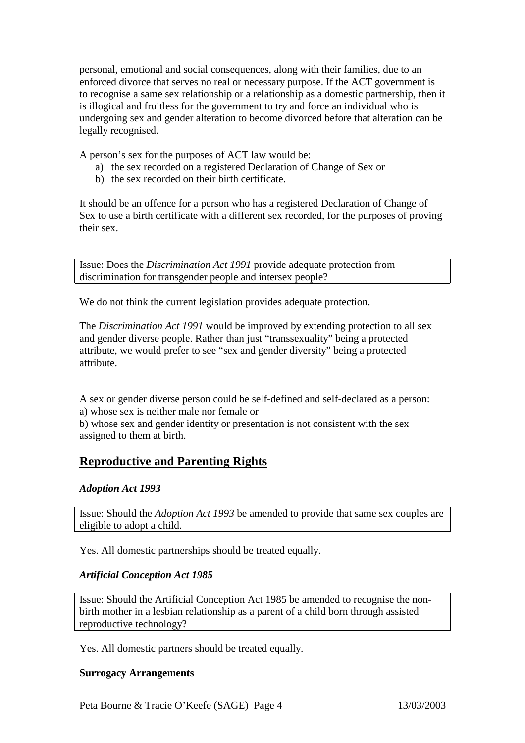personal, emotional and social consequences, along with their families, due to an enforced divorce that serves no real or necessary purpose. If the ACT government is to recognise a same sex relationship or a relationship as a domestic partnership, then it is illogical and fruitless for the government to try and force an individual who is undergoing sex and gender alteration to become divorced before that alteration can be legally recognised.

A person's sex for the purposes of ACT law would be:

a) the sex recorded on a registered Declaration of Change of Sex or
b) the sex recorded on their birth certificate.

It should be an offence for a person who has a registered Declaration of Change of Sex to use a birth certificate with a different sex recorded, for the purposes of proving their sex.

Issue: Does the *Discrimination Act 1991* provide adequate protection from discrimination for transgender people and intersex people?

We do not think the current legislation provides adequate protection.

The *Discrimination Act 1991* would be improved by extending protection to all sex and gender diverse people. Rather than just "transsexuality" being a protected attribute, we would prefer to see "sex and gender diversity" being a protected attribute.

A sex or gender diverse person could be self-defined and self-declared as a person:
a) whose sex is neither male nor female or
b) whose sex and gender identity or presentation is not consistent with the sex assigned to them at birth.

## Reproductive and Parenting Rights

### *Adoption Act 1993*

Issue: Should the *Adoption Act 1993* be amended to provide that same sex couples are eligible to adopt a child.

Yes. All domestic partnerships should be treated equally.

### *Artificial Conception Act 1985*

Issue: Should the Artificial Conception Act 1985 be amended to recognise the non-birth mother in a lesbian relationship as a parent of a child born through assisted reproductive technology?

Yes. All domestic partners should be treated equally.

**Surrogacy Arrangements**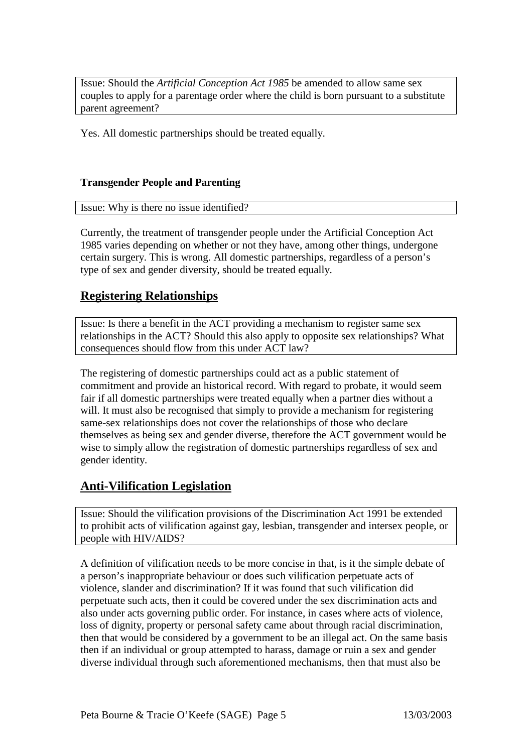Issue: Should the *Artificial Conception Act 1985* be amended to allow same sex couples to apply for a parentage order where the child is born pursuant to a substitute parent agreement?

Yes. All domestic partnerships should be treated equally.

**Transgender People and Parenting**

Issue: Why is there no issue identified?

Currently, the treatment of transgender people under the Artificial Conception Act 1985 varies depending on whether or not they have, among other things, undergone certain surgery. This is wrong. All domestic partnerships, regardless of a person's type of sex and gender diversity, should be treated equally.

## Registering Relationships

Issue: Is there a benefit in the ACT providing a mechanism to register same sex relationships in the ACT? Should this also apply to opposite sex relationships? What consequences should flow from this under ACT law?

The registering of domestic partnerships could act as a public statement of commitment and provide an historical record. With regard to probate, it would seem fair if all domestic partnerships were treated equally when a partner dies without a will. It must also be recognised that simply to provide a mechanism for registering same-sex relationships does not cover the relationships of those who declare themselves as being sex and gender diverse, therefore the ACT government would be wise to simply allow the registration of domestic partnerships regardless of sex and gender identity.

## Anti-Vilification Legislation

Issue: Should the vilification provisions of the Discrimination Act 1991 be extended to prohibit acts of vilification against gay, lesbian, transgender and intersex people, or people with HIV/AIDS?

A definition of vilification needs to be more concise in that, is it the simple debate of a person's inappropriate behaviour or does such vilification perpetuate acts of violence, slander and discrimination? If it was found that such vilification did perpetuate such acts, then it could be covered under the sex discrimination acts and also under acts governing public order. For instance, in cases where acts of violence, loss of dignity, property or personal safety came about through racial discrimination, then that would be considered by a government to be an illegal act. On the same basis then if an individual or group attempted to harass, damage or ruin a sex and gender diverse individual through such aforementioned mechanisms, then that must also be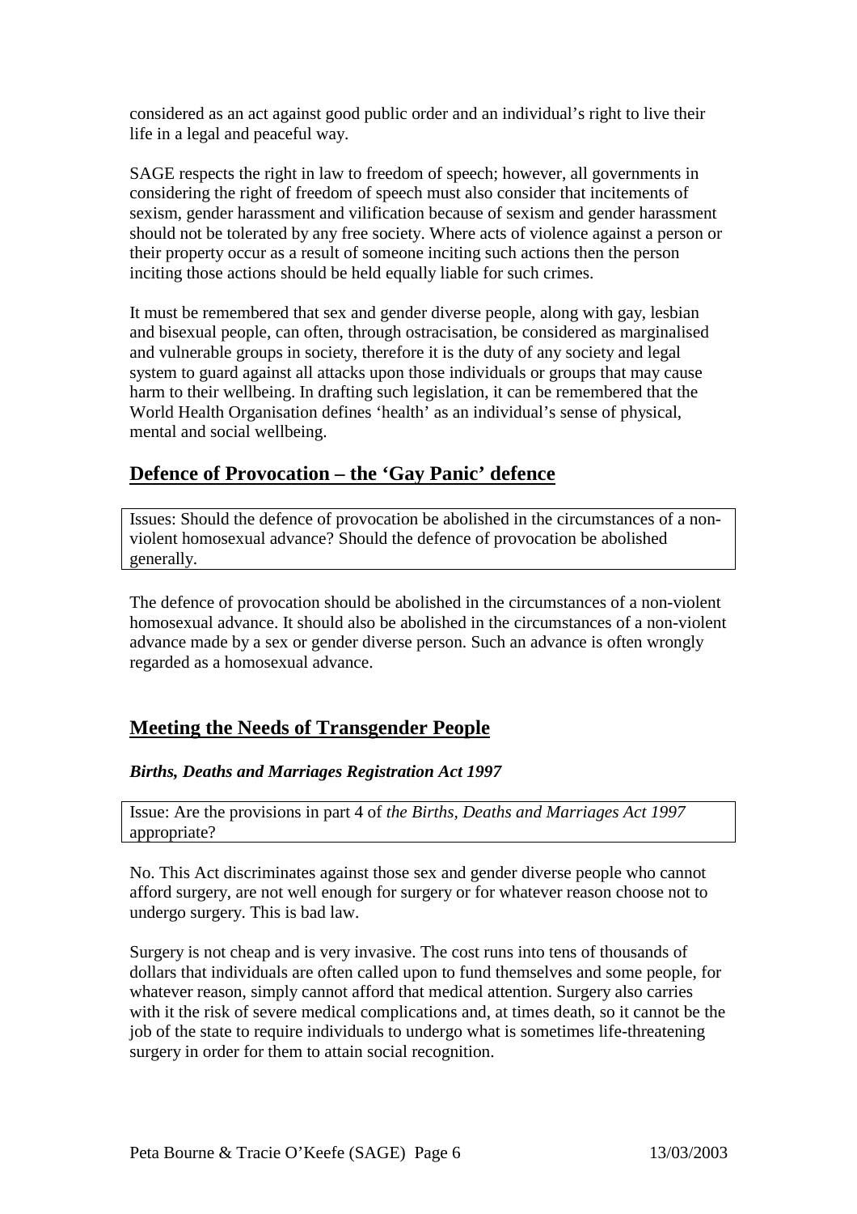considered as an act against good public order and an individual's right to live their life in a legal and peaceful way.

SAGE respects the right in law to freedom of speech; however, all governments in considering the right of freedom of speech must also consider that incitements of sexism, gender harassment and vilification because of sexism and gender harassment should not be tolerated by any free society. Where acts of violence against a person or their property occur as a result of someone inciting such actions then the person inciting those actions should be held equally liable for such crimes.

It must be remembered that sex and gender diverse people, along with gay, lesbian and bisexual people, can often, through ostracisation, be considered as marginalised and vulnerable groups in society, therefore it is the duty of any society and legal system to guard against all attacks upon those individuals or groups that may cause harm to their wellbeing. In drafting such legislation, it can be remembered that the World Health Organisation defines 'health' as an individual's sense of physical, mental and social wellbeing.

## Defence of Provocation – the 'Gay Panic' defence

Issues: Should the defence of provocation be abolished in the circumstances of a non-violent homosexual advance? Should the defence of provocation be abolished generally.

The defence of provocation should be abolished in the circumstances of a non-violent homosexual advance. It should also be abolished in the circumstances of a non-violent advance made by a sex or gender diverse person. Such an advance is often wrongly regarded as a homosexual advance.

## Meeting the Needs of Transgender People

### *Births, Deaths and Marriages Registration Act 1997*

Issue: Are the provisions in part 4 of *the Births, Deaths and Marriages Act 1997* appropriate?

No. This Act discriminates against those sex and gender diverse people who cannot afford surgery, are not well enough for surgery or for whatever reason choose not to undergo surgery. This is bad law.

Surgery is not cheap and is very invasive. The cost runs into tens of thousands of dollars that individuals are often called upon to fund themselves and some people, for whatever reason, simply cannot afford that medical attention. Surgery also carries with it the risk of severe medical complications and, at times death, so it cannot be the job of the state to require individuals to undergo what is sometimes life-threatening surgery in order for them to attain social recognition.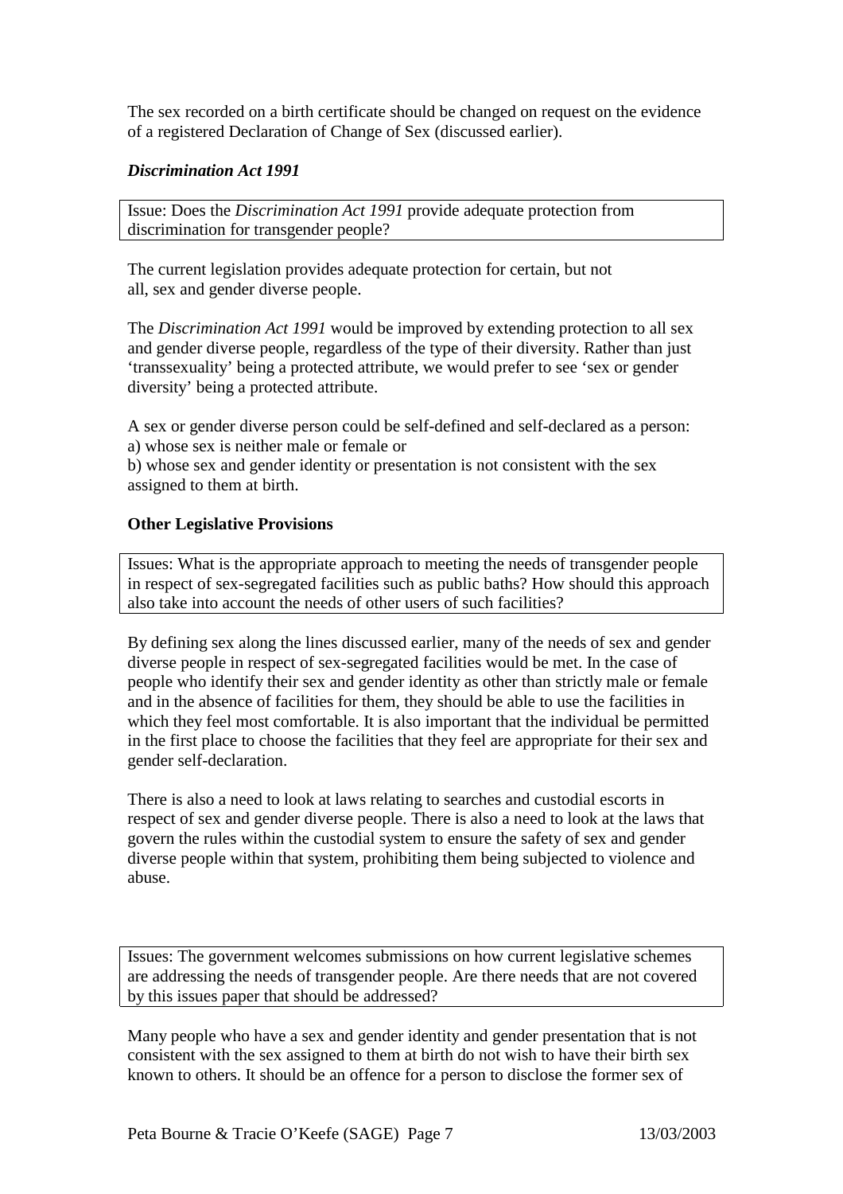The sex recorded on a birth certificate should be changed on request on the evidence of a registered Declaration of Change of Sex (discussed earlier).

***Discrimination Act 1991***

> Issue: Does the *Discrimination Act 1991* provide adequate protection from discrimination for transgender people?

The current legislation provides adequate protection for certain, but not all, sex and gender diverse people.

The *Discrimination Act 1991* would be improved by extending protection to all sex and gender diverse people, regardless of the type of their diversity. Rather than just 'transsexuality' being a protected attribute, we would prefer to see 'sex or gender diversity' being a protected attribute.

A sex or gender diverse person could be self-defined and self-declared as a person:
a) whose sex is neither male or female or
b) whose sex and gender identity or presentation is not consistent with the sex assigned to them at birth.

**Other Legislative Provisions**

> Issues: What is the appropriate approach to meeting the needs of transgender people in respect of sex-segregated facilities such as public baths? How should this approach also take into account the needs of other users of such facilities?

By defining sex along the lines discussed earlier, many of the needs of sex and gender diverse people in respect of sex-segregated facilities would be met. In the case of people who identify their sex and gender identity as other than strictly male or female and in the absence of facilities for them, they should be able to use the facilities in which they feel most comfortable. It is also important that the individual be permitted in the first place to choose the facilities that they feel are appropriate for their sex and gender self-declaration.

There is also a need to look at laws relating to searches and custodial escorts in respect of sex and gender diverse people. There is also a need to look at the laws that govern the rules within the custodial system to ensure the safety of sex and gender diverse people within that system, prohibiting them being subjected to violence and abuse.

> Issues: The government welcomes submissions on how current legislative schemes are addressing the needs of transgender people. Are there needs that are not covered by this issues paper that should be addressed?

Many people who have a sex and gender identity and gender presentation that is not consistent with the sex assigned to them at birth do not wish to have their birth sex known to others. It should be an offence for a person to disclose the former sex of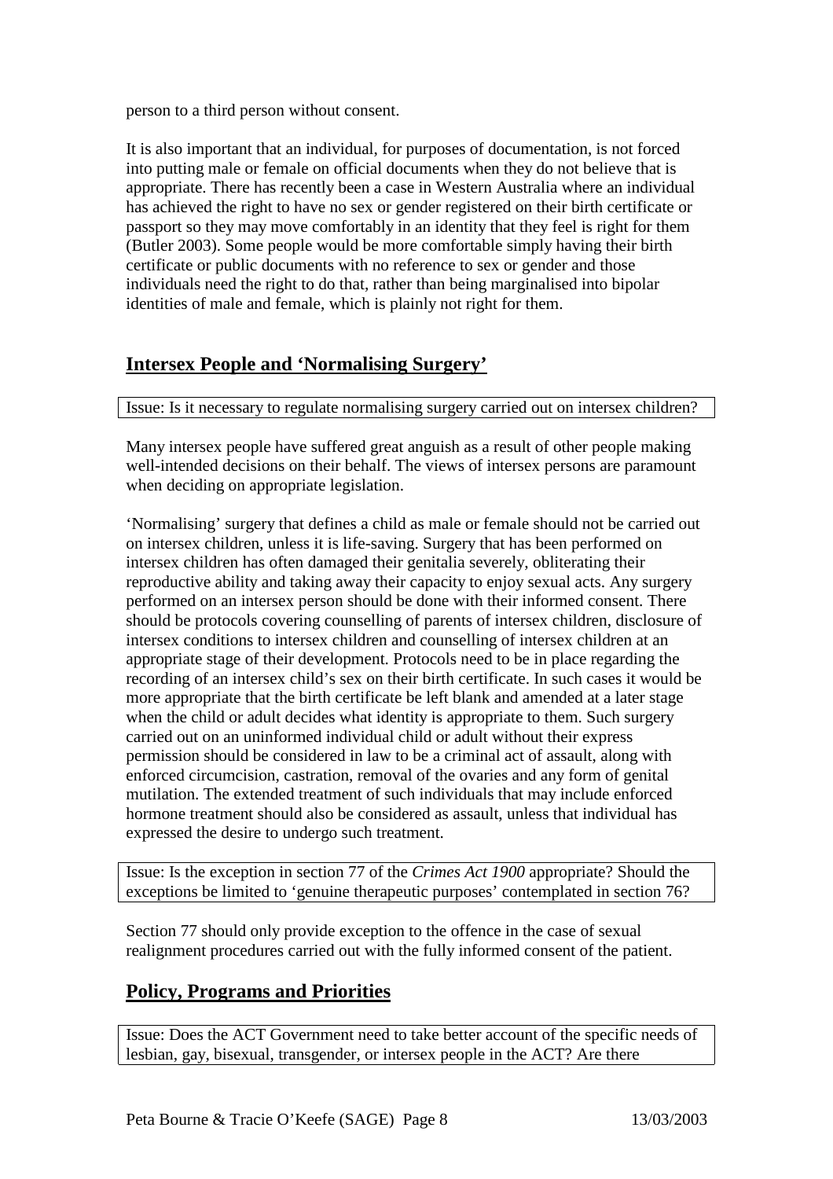person to a third person without consent.

It is also important that an individual, for purposes of documentation, is not forced into putting male or female on official documents when they do not believe that is appropriate. There has recently been a case in Western Australia where an individual has achieved the right to have no sex or gender registered on their birth certificate or passport so they may move comfortably in an identity that they feel is right for them (Butler 2003). Some people would be more comfortable simply having their birth certificate or public documents with no reference to sex or gender and those individuals need the right to do that, rather than being marginalised into bipolar identities of male and female, which is plainly not right for them.

## Intersex People and 'Normalising Surgery'

Issue: Is it necessary to regulate normalising surgery carried out on intersex children?

Many intersex people have suffered great anguish as a result of other people making well-intended decisions on their behalf. The views of intersex persons are paramount when deciding on appropriate legislation.

'Normalising' surgery that defines a child as male or female should not be carried out on intersex children, unless it is life-saving. Surgery that has been performed on intersex children has often damaged their genitalia severely, obliterating their reproductive ability and taking away their capacity to enjoy sexual acts. Any surgery performed on an intersex person should be done with their informed consent. There should be protocols covering counselling of parents of intersex children, disclosure of intersex conditions to intersex children and counselling of intersex children at an appropriate stage of their development. Protocols need to be in place regarding the recording of an intersex child's sex on their birth certificate. In such cases it would be more appropriate that the birth certificate be left blank and amended at a later stage when the child or adult decides what identity is appropriate to them. Such surgery carried out on an uninformed individual child or adult without their express permission should be considered in law to be a criminal act of assault, along with enforced circumcision, castration, removal of the ovaries and any form of genital mutilation. The extended treatment of such individuals that may include enforced hormone treatment should also be considered as assault, unless that individual has expressed the desire to undergo such treatment.

Issue: Is the exception in section 77 of the *Crimes Act 1900* appropriate? Should the exceptions be limited to 'genuine therapeutic purposes' contemplated in section 76?

Section 77 should only provide exception to the offence in the case of sexual realignment procedures carried out with the fully informed consent of the patient.

## Policy, Programs and Priorities

Issue: Does the ACT Government need to take better account of the specific needs of lesbian, gay, bisexual, transgender, or intersex people in the ACT? Are there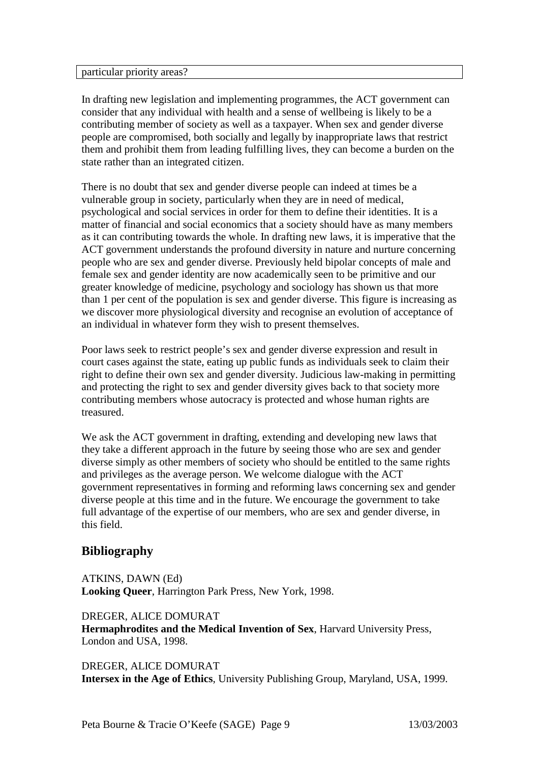particular priority areas?

In drafting new legislation and implementing programmes, the ACT government can consider that any individual with health and a sense of wellbeing is likely to be a contributing member of society as well as a taxpayer. When sex and gender diverse people are compromised, both socially and legally by inappropriate laws that restrict them and prohibit them from leading fulfilling lives, they can become a burden on the state rather than an integrated citizen.

There is no doubt that sex and gender diverse people can indeed at times be a vulnerable group in society, particularly when they are in need of medical, psychological and social services in order for them to define their identities. It is a matter of financial and social economics that a society should have as many members as it can contributing towards the whole. In drafting new laws, it is imperative that the ACT government understands the profound diversity in nature and nurture concerning people who are sex and gender diverse. Previously held bipolar concepts of male and female sex and gender identity are now academically seen to be primitive and our greater knowledge of medicine, psychology and sociology has shown us that more than 1 per cent of the population is sex and gender diverse. This figure is increasing as we discover more physiological diversity and recognise an evolution of acceptance of an individual in whatever form they wish to present themselves.

Poor laws seek to restrict people's sex and gender diverse expression and result in court cases against the state, eating up public funds as individuals seek to claim their right to define their own sex and gender diversity. Judicious law-making in permitting and protecting the right to sex and gender diversity gives back to that society more contributing members whose autocracy is protected and whose human rights are treasured.

We ask the ACT government in drafting, extending and developing new laws that they take a different approach in the future by seeing those who are sex and gender diverse simply as other members of society who should be entitled to the same rights and privileges as the average person. We welcome dialogue with the ACT government representatives in forming and reforming laws concerning sex and gender diverse people at this time and in the future. We encourage the government to take full advantage of the expertise of our members, who are sex and gender diverse, in this field.

## Bibliography

ATKINS, DAWN (Ed)
**Looking Queer**, Harrington Park Press, New York, 1998.

DREGER, ALICE DOMURAT
**Hermaphrodites and the Medical Invention of Sex**, Harvard University Press, London and USA, 1998.

DREGER, ALICE DOMURAT
**Intersex in the Age of Ethics**, University Publishing Group, Maryland, USA, 1999.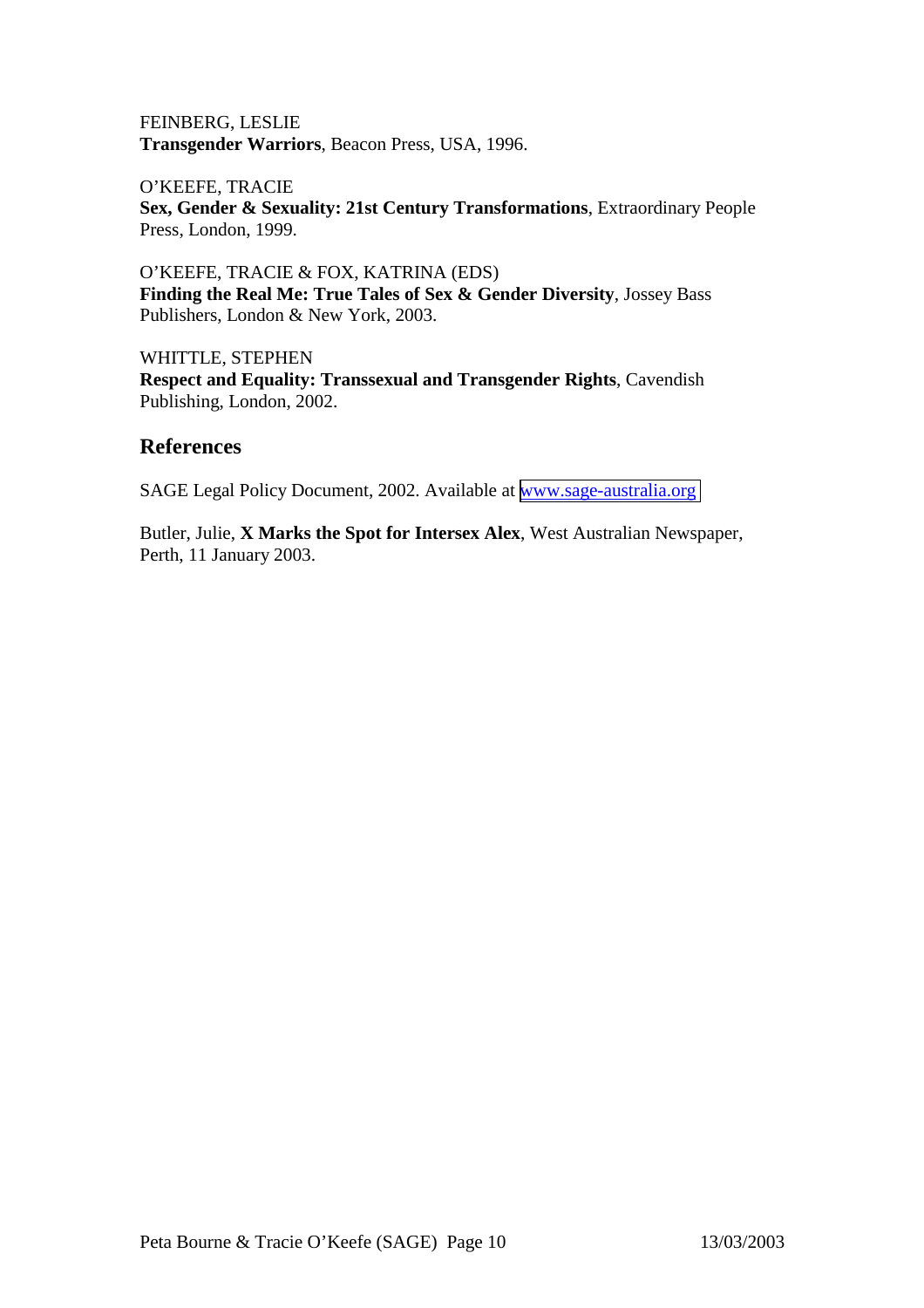FEINBERG, LESLIE
**Transgender Warriors**, Beacon Press, USA, 1996.

O'KEEFE, TRACIE
**Sex, Gender & Sexuality: 21st Century Transformations**, Extraordinary People Press, London, 1999.

O'KEEFE, TRACIE & FOX, KATRINA (EDS)
**Finding the Real Me: True Tales of Sex & Gender Diversity**, Jossey Bass Publishers, London & New York, 2003.

WHITTLE, STEPHEN
**Respect and Equality: Transsexual and Transgender Rights**, Cavendish Publishing, London, 2002.

## References

SAGE Legal Policy Document, 2002. Available at www.sage-australia.org

Butler, Julie, **X Marks the Spot for Intersex Alex**, West Australian Newspaper, Perth, 11 January 2003.